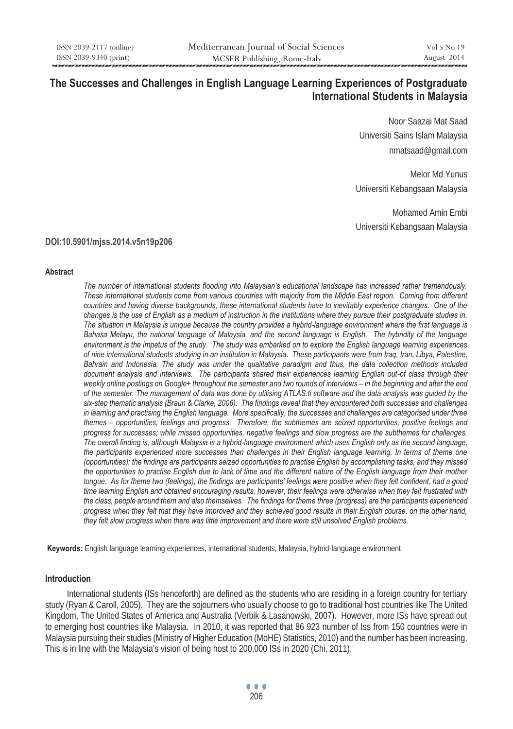# The Successes and Challenges in English Language Learning Experiences of Postgraduate International Students in Malaysia

Noor Saazai Mat Saad
Universiti Sains Islam Malaysia
nmatsaad@gmail.com

Melor Md Yunus
Universiti Kebangsaan Malaysia

Mohamed Amin Embi
Universiti Kebangsaan Malaysia

**DOI:10.5901/mjss.2014.v5n19p206**

#### Abstract

*The number of international students flooding into Malaysian's educational landscape has increased rather tremendously. These international students come from various countries with majority from the Middle East region. Coming from different countries and having diverse backgrounds, these international students have to inevitably experience changes. One of the changes is the use of English as a medium of instruction in the institutions where they pursue their postgraduate studies in. The situation in Malaysia is unique because the country provides a hybrid-language environment where the first language is Bahasa Melayu, the national language of Malaysia, and the second language is English. The hybridity of the language environment is the impetus of the study. The study was embarked on to explore the English language learning experiences of nine international students studying in an institution in Malaysia. These participants were from Iraq, Iran, Libya, Palestine, Bahrain and Indonesia. The study was under the qualitative paradigm and thus, the data collection methods included document analysis and interviews. The participants shared their experiences learning English out-of class through their weekly online postings on Google+ throughout the semester and two rounds of interviews – in the beginning and after the end of the semester. The management of data was done by utilising ATLAS.ti software and the data analysis was guided by the six-step thematic analysis (Braun & Clarke, 2006). The findings reveal that they encountered both successes and challenges in learning and practising the English language. More specifically, the successes and challenges are categorised under three themes – opportunities, feelings and progress. Therefore, the subthemes are seized opportunities, positive feelings and progress for successes; while missed opportunities, negative feelings and slow progress are the subthemes for challenges. The overall finding is, although Malaysia is a hybrid-language environment which uses English only as the second language, the participants experienced more successes than challenges in their English language learning. In terms of theme one (opportunities); the findings are participants seized opportunities to practise English by accomplishing tasks, and they missed the opportunities to practise English due to lack of time and the different nature of the English language from their mother tongue. As for theme two (feelings); the findings are participants' feelings were positive when they felt confident, had a good time learning English and obtained encouraging results, however, their feelings were otherwise when they felt frustrated with the class, people around them and also themselves. The findings for theme three (progress) are the participants experienced progress when they felt that they have improved and they achieved good results in their English course, on the other hand, they felt slow progress when there was little improvement and there were still unsolved English problems.*

**Keywords:** English language learning experiences, international students, Malaysia, hybrid-language environment

#### Introduction

International students (ISs henceforth) are defined as the students who are residing in a foreign country for tertiary study (Ryan & Caroll, 2005). They are the sojourners who usually choose to go to traditional host countries like The United Kingdom, The United States of America and Australia (Verbik & Lasanowski, 2007). However, more ISs have spread out to emerging host countries like Malaysia. In 2010, it was reported that 86 923 number of Iss from 150 countries were in Malaysia pursuing their studies (Ministry of Higher Education (MoHE) Statistics, 2010) and the number has been increasing. This is in line with the Malaysia's vision of being host to 200,000 ISs in 2020 (Chi, 2011).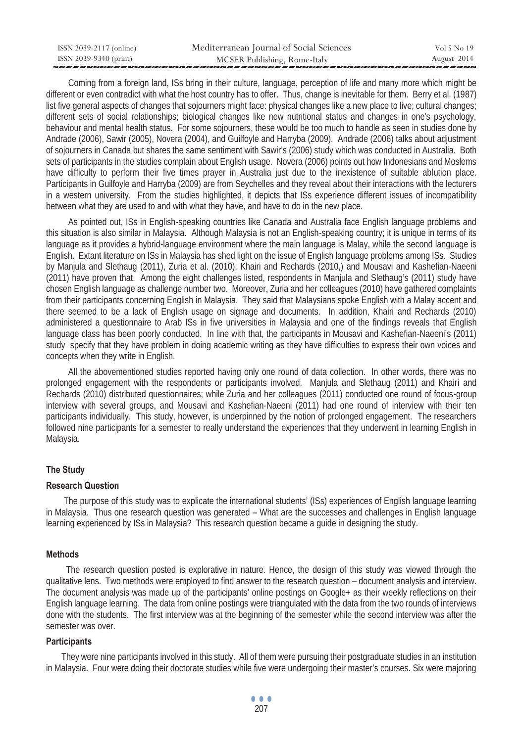Coming from a foreign land, ISs bring in their culture, language, perception of life and many more which might be different or even contradict with what the host country has to offer. Thus, change is inevitable for them. Berry et al. (1987) list five general aspects of changes that sojourners might face: physical changes like a new place to live; cultural changes; different sets of social relationships; biological changes like new nutritional status and changes in one's psychology, behaviour and mental health status. For some sojourners, these would be too much to handle as seen in studies done by Andrade (2006), Sawir (2005), Novera (2004), and Guilfoyle and Harryba (2009). Andrade (2006) talks about adjustment of sojourners in Canada but shares the same sentiment with Sawir's (2006) study which was conducted in Australia. Both sets of participants in the studies complain about English usage. Novera (2006) points out how Indonesians and Moslems have difficulty to perform their five times prayer in Australia just due to the inexistence of suitable ablution place. Participants in Guilfoyle and Harryba (2009) are from Seychelles and they reveal about their interactions with the lecturers in a western university. From the studies highlighted, it depicts that ISs experience different issues of incompatibility between what they are used to and with what they have, and have to do in the new place.

As pointed out, ISs in English-speaking countries like Canada and Australia face English language problems and this situation is also similar in Malaysia. Although Malaysia is not an English-speaking country; it is unique in terms of its language as it provides a hybrid-language environment where the main language is Malay, while the second language is English. Extant literature on ISs in Malaysia has shed light on the issue of English language problems among ISs. Studies by Manjula and Slethaug (2011), Zuria et al. (2010), Khairi and Rechards (2010,) and Mousavi and Kashefian-Naeeni (2011) have proven that. Among the eight challenges listed, respondents in Manjula and Slethaug's (2011) study have chosen English language as challenge number two. Moreover, Zuria and her colleagues (2010) have gathered complaints from their participants concerning English in Malaysia. They said that Malaysians spoke English with a Malay accent and there seemed to be a lack of English usage on signage and documents. In addition, Khairi and Rechards (2010) administered a questionnaire to Arab ISs in five universities in Malaysia and one of the findings reveals that English language class has been poorly conducted. In line with that, the participants in Mousavi and Kashefian-Naeeni's (2011) study specify that they have problem in doing academic writing as they have difficulties to express their own voices and concepts when they write in English.

All the abovementioned studies reported having only one round of data collection. In other words, there was no prolonged engagement with the respondents or participants involved. Manjula and Slethaug (2011) and Khairi and Rechards (2010) distributed questionnaires; while Zuria and her colleagues (2011) conducted one round of focus-group interview with several groups, and Mousavi and Kashefian-Naeeni (2011) had one round of interview with their ten participants individually. This study, however, is underpinned by the notion of prolonged engagement. The researchers followed nine participants for a semester to really understand the experiences that they underwent in learning English in Malaysia.

## The Study

### Research Question

The purpose of this study was to explicate the international students' (ISs) experiences of English language learning in Malaysia. Thus one research question was generated – What are the successes and challenges in English language learning experienced by ISs in Malaysia? This research question became a guide in designing the study.

### Methods

The research question posted is explorative in nature. Hence, the design of this study was viewed through the qualitative lens. Two methods were employed to find answer to the research question – document analysis and interview. The document analysis was made up of the participants' online postings on Google+ as their weekly reflections on their English language learning. The data from online postings were triangulated with the data from the two rounds of interviews done with the students. The first interview was at the beginning of the semester while the second interview was after the semester was over.

### Participants

They were nine participants involved in this study. All of them were pursuing their postgraduate studies in an institution in Malaysia. Four were doing their doctorate studies while five were undergoing their master's courses. Six were majoring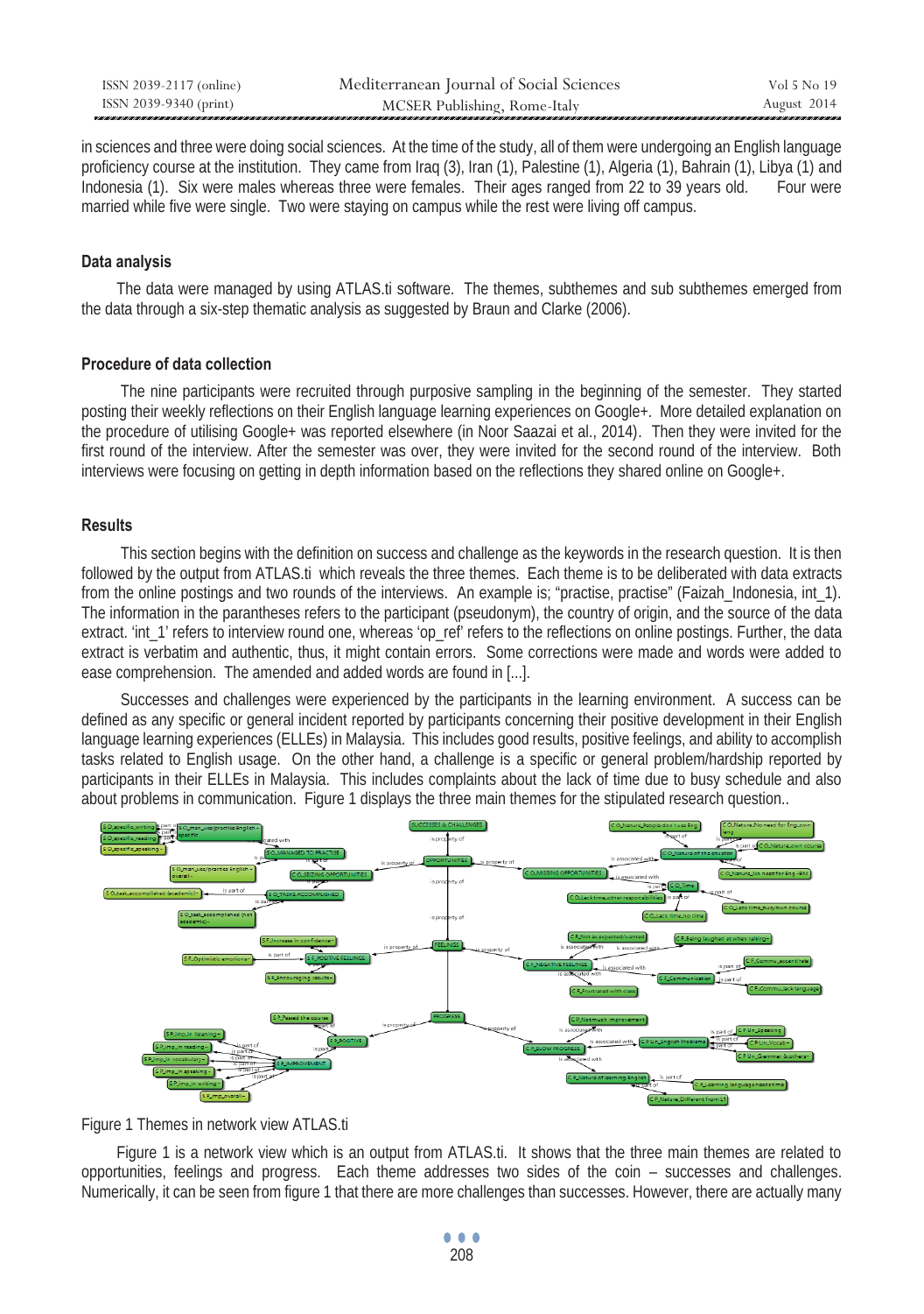in sciences and three were doing social sciences. At the time of the study, all of them were undergoing an English language proficiency course at the institution. They came from Iraq (3), Iran (1), Palestine (1), Algeria (1), Bahrain (1), Libya (1) and Indonesia (1). Six were males whereas three were females. Their ages ranged from 22 to 39 years old. Four were married while five were single. Two were staying on campus while the rest were living off campus.

### Data analysis

The data were managed by using ATLAS.ti software. The themes, subthemes and sub subthemes emerged from the data through a six-step thematic analysis as suggested by Braun and Clarke (2006).

### Procedure of data collection

The nine participants were recruited through purposive sampling in the beginning of the semester. They started posting their weekly reflections on their English language learning experiences on Google+. More detailed explanation on the procedure of utilising Google+ was reported elsewhere (in Noor Saazai et al., 2014). Then they were invited for the first round of the interview. After the semester was over, they were invited for the second round of the interview. Both interviews were focusing on getting in depth information based on the reflections they shared online on Google+.

### Results

This section begins with the definition on success and challenge as the keywords in the research question. It is then followed by the output from ATLAS.ti which reveals the three themes. Each theme is to be deliberated with data extracts from the online postings and two rounds of the interviews. An example is; "practise, practise" (Faizah_Indonesia, int_1). The information in the parantheses refers to the participant (pseudonym), the country of origin, and the source of the data extract. 'int_1' refers to interview round one, whereas 'op_ref' refers to the reflections on online postings. Further, the data extract is verbatim and authentic, thus, it might contain errors. Some corrections were made and words were added to ease comprehension. The amended and added words are found in [...].

Successes and challenges were experienced by the participants in the learning environment. A success can be defined as any specific or general incident reported by participants concerning their positive development in their English language learning experiences (ELLEs) in Malaysia. This includes good results, positive feelings, and ability to accomplish tasks related to English usage. On the other hand, a challenge is a specific or general problem/hardship reported by participants in their ELLEs in Malaysia. This includes complaints about the lack of time due to busy schedule and also about problems in communication. Figure 1 displays the three main themes for the stipulated research question..

Figure 1 Themes in network view ATLAS.ti

Figure 1 is a network view which is an output from ATLAS.ti. It shows that the three main themes are related to opportunities, feelings and progress. Each theme addresses two sides of the coin – successes and challenges. Numerically, it can be seen from figure 1 that there are more challenges than successes. However, there are actually many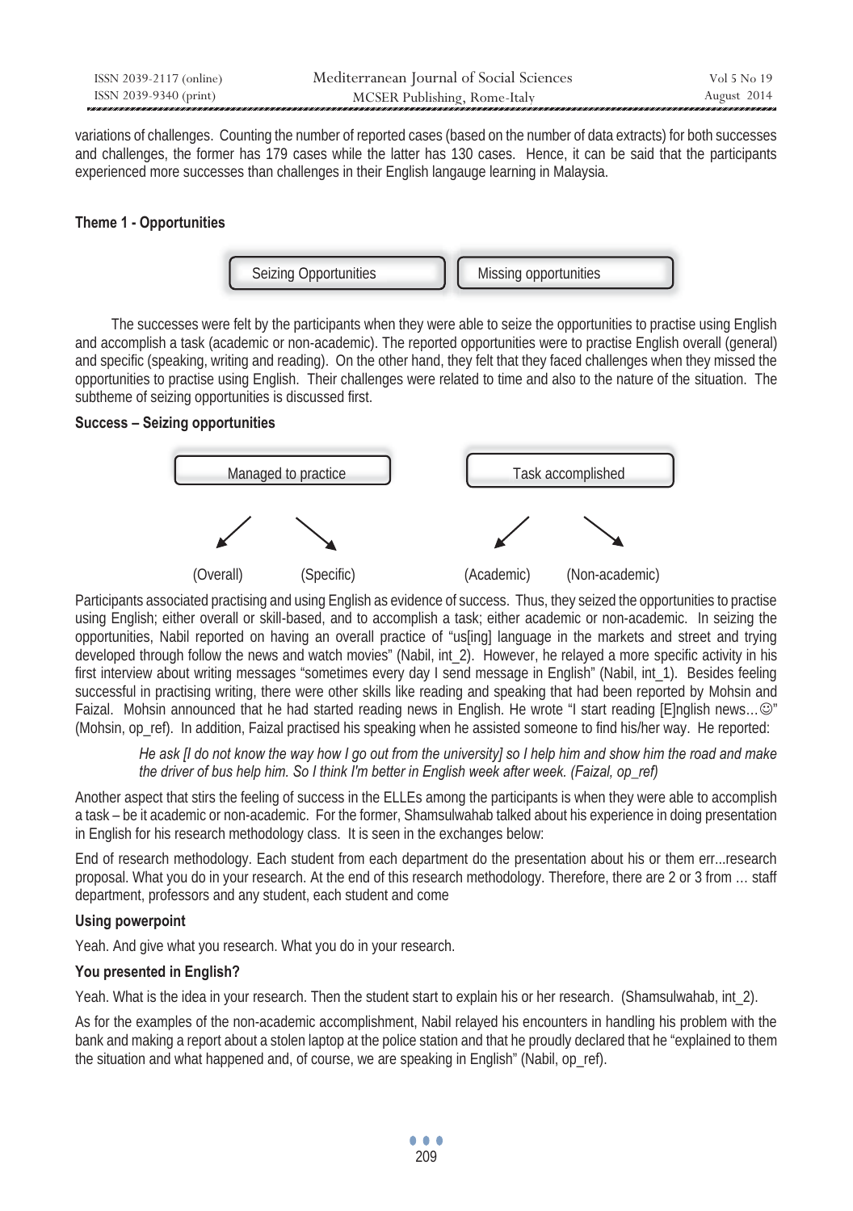variations of challenges. Counting the number of reported cases (based on the number of data extracts) for both successes and challenges, the former has 179 cases while the latter has 130 cases. Hence, it can be said that the participants experienced more successes than challenges in their English langauge learning in Malaysia.

**Theme 1 - Opportunities**

Seizing Opportunities

Missing opportunities

The successes were felt by the participants when they were able to seize the opportunities to practise using English and accomplish a task (academic or non-academic). The reported opportunities were to practise English overall (general) and specific (speaking, writing and reading). On the other hand, they felt that they faced challenges when they missed the opportunities to practise using English. Their challenges were related to time and also to the nature of the situation. The subtheme of seizing opportunities is discussed first.

**Success – Seizing opportunities**

Managed to practice

(Overall)

(Specific)

Task accomplished

(Academic)

(Non-academic)

Participants associated practising and using English as evidence of success. Thus, they seized the opportunities to practise using English; either overall or skill-based, and to accomplish a task; either academic or non-academic. In seizing the opportunities, Nabil reported on having an overall practice of "us[ing] language in the markets and street and trying developed through follow the news and watch movies" (Nabil, int_2). However, he relayed a more specific activity in his first interview about writing messages "sometimes every day I send message in English" (Nabil, int_1). Besides feeling successful in practising writing, there were other skills like reading and speaking that had been reported by Mohsin and Faizal. Mohsin announced that he had started reading news in English. He wrote "I start reading [E]nglish news…☺" (Mohsin, op_ref). In addition, Faizal practised his speaking when he assisted someone to find his/her way. He reported:

> *He ask [I do not know the way how I go out from the university] so I help him and show him the road and make the driver of bus help him. So I think I'm better in English week after week. (Faizal, op_ref)*

Another aspect that stirs the feeling of success in the ELLEs among the participants is when they were able to accomplish a task – be it academic or non-academic. For the former, Shamsulwahab talked about his experience in doing presentation in English for his research methodology class. It is seen in the exchanges below:

End of research methodology. Each student from each department do the presentation about his or them err...research proposal. What you do in your research. At the end of this research methodology. Therefore, there are 2 or 3 from … staff department, professors and any student, each student and come

**Using powerpoint**

Yeah. And give what you research. What you do in your research.

**You presented in English?**

Yeah. What is the idea in your research. Then the student start to explain his or her research. (Shamsulwahab, int_2).

As for the examples of the non-academic accomplishment, Nabil relayed his encounters in handling his problem with the bank and making a report about a stolen laptop at the police station and that he proudly declared that he "explained to them the situation and what happened and, of course, we are speaking in English" (Nabil, op_ref).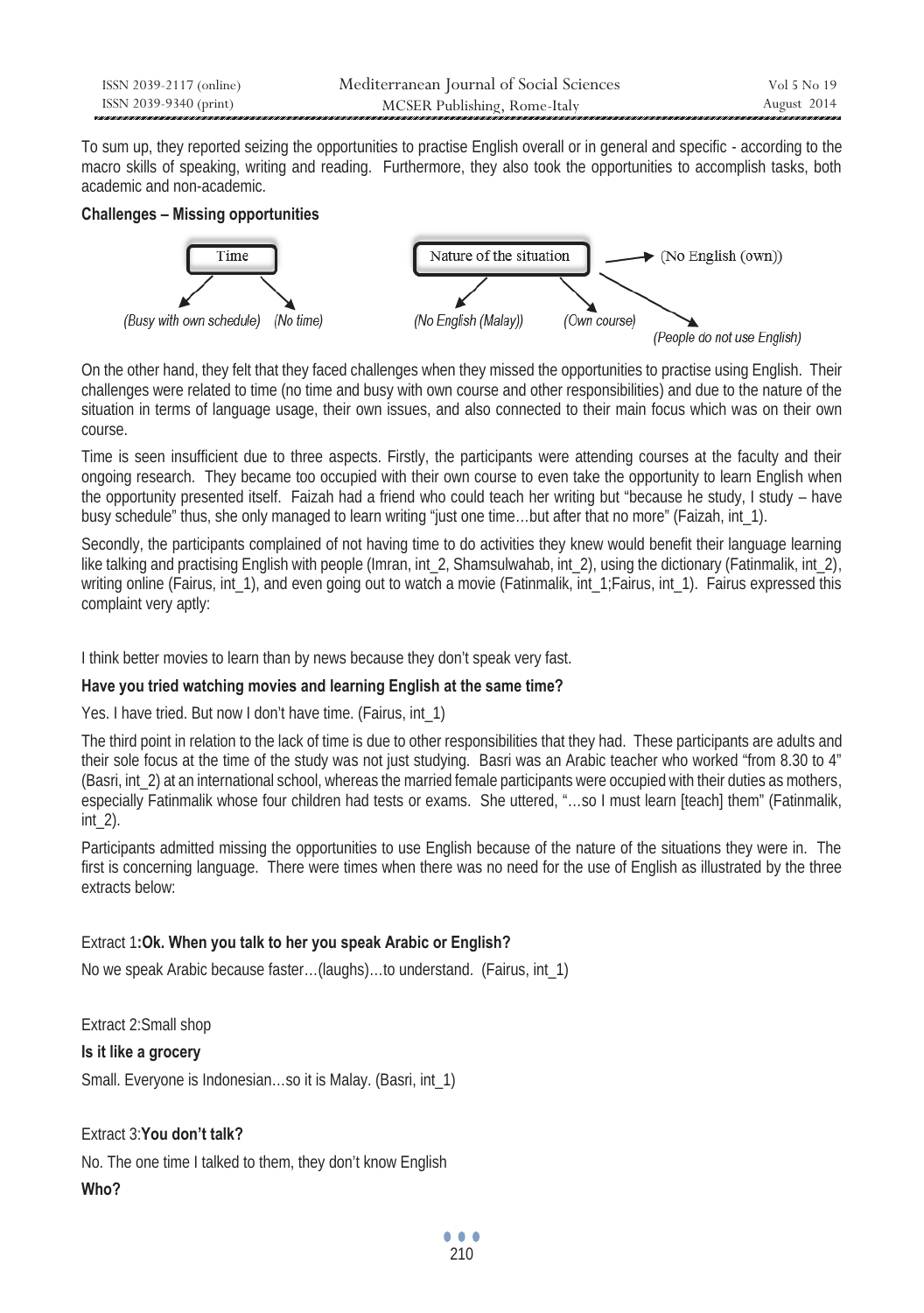To sum up, they reported seizing the opportunities to practise English overall or in general and specific - according to the macro skills of speaking, writing and reading. Furthermore, they also took the opportunities to accomplish tasks, both academic and non-academic.

**Challenges – Missing opportunities**

Time

(Busy with own schedule) (No time)

Nature of the situation

(No English (own))

(No English (Malay)) (Own course)

(People do not use English)

On the other hand, they felt that they faced challenges when they missed the opportunities to practise using English. Their challenges were related to time (no time and busy with own course and other responsibilities) and due to the nature of the situation in terms of language usage, their own issues, and also connected to their main focus which was on their own course.

Time is seen insufficient due to three aspects. Firstly, the participants were attending courses at the faculty and their ongoing research. They became too occupied with their own course to even take the opportunity to learn English when the opportunity presented itself. Faizah had a friend who could teach her writing but "because he study, I study – have busy schedule" thus, she only managed to learn writing "just one time…but after that no more" (Faizah, int_1).

Secondly, the participants complained of not having time to do activities they knew would benefit their language learning like talking and practising English with people (Imran, int_2, Shamsulwahab, int_2), using the dictionary (Fatinmalik, int_2), writing online (Fairus, int_1), and even going out to watch a movie (Fatinmalik, int_1;Fairus, int_1). Fairus expressed this complaint very aptly:

I think better movies to learn than by news because they don't speak very fast.

**Have you tried watching movies and learning English at the same time?**

Yes. I have tried. But now I don't have time. (Fairus, int_1)

The third point in relation to the lack of time is due to other responsibilities that they had. These participants are adults and their sole focus at the time of the study was not just studying. Basri was an Arabic teacher who worked "from 8.30 to 4" (Basri, int_2) at an international school, whereas the married female participants were occupied with their duties as mothers, especially Fatinmalik whose four children had tests or exams. She uttered, "…so I must learn [teach] them" (Fatinmalik, int_2).

Participants admitted missing the opportunities to use English because of the nature of the situations they were in. The first is concerning language. There were times when there was no need for the use of English as illustrated by the three extracts below:

Extract 1**:Ok. When you talk to her you speak Arabic or English?**

No we speak Arabic because faster…(laughs)…to understand. (Fairus, int_1)

Extract 2:Small shop

**Is it like a grocery**

Small. Everyone is Indonesian…so it is Malay. (Basri, int_1)

Extract 3:**You don't talk?**

No. The one time I talked to them, they don't know English

**Who?**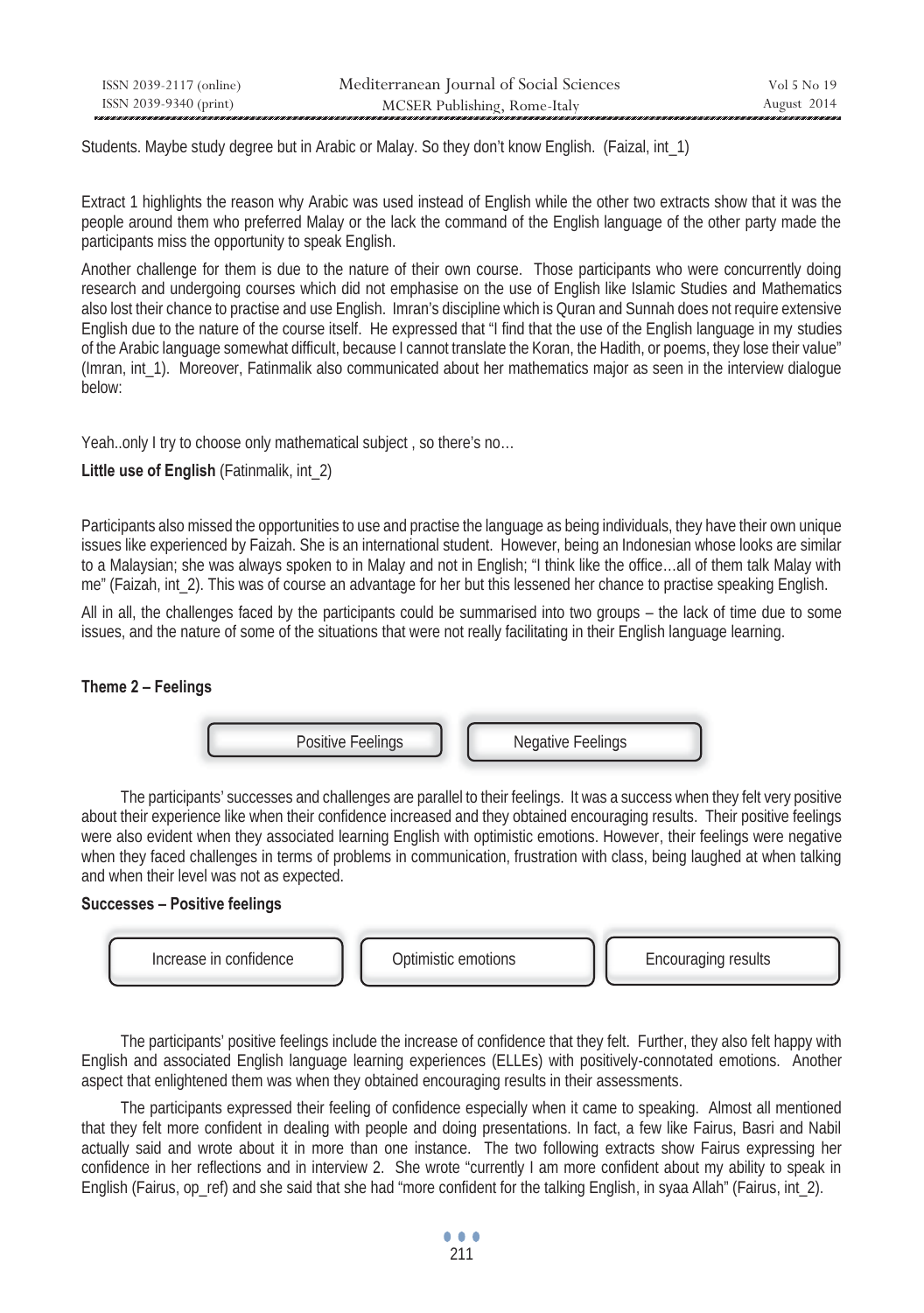Students. Maybe study degree but in Arabic or Malay. So they don't know English. (Faizal, int_1)

Extract 1 highlights the reason why Arabic was used instead of English while the other two extracts show that it was the people around them who preferred Malay or the lack the command of the English language of the other party made the participants miss the opportunity to speak English.

Another challenge for them is due to the nature of their own course. Those participants who were concurrently doing research and undergoing courses which did not emphasise on the use of English like Islamic Studies and Mathematics also lost their chance to practise and use English. Imran's discipline which is Quran and Sunnah does not require extensive English due to the nature of the course itself. He expressed that "I find that the use of the English language in my studies of the Arabic language somewhat difficult, because I cannot translate the Koran, the Hadith, or poems, they lose their value" (Imran, int_1). Moreover, Fatinmalik also communicated about her mathematics major as seen in the interview dialogue below:

Yeah..only I try to choose only mathematical subject , so there's no…

**Little use of English** (Fatinmalik, int_2)

Participants also missed the opportunities to use and practise the language as being individuals, they have their own unique issues like experienced by Faizah. She is an international student. However, being an Indonesian whose looks are similar to a Malaysian; she was always spoken to in Malay and not in English; "I think like the office…all of them talk Malay with me" (Faizah, int_2). This was of course an advantage for her but this lessened her chance to practise speaking English.

All in all, the challenges faced by the participants could be summarised into two groups – the lack of time due to some issues, and the nature of some of the situations that were not really facilitating in their English language learning.

**Theme 2 – Feelings**

Positive Feelings | Negative Feelings

The participants' successes and challenges are parallel to their feelings. It was a success when they felt very positive about their experience like when their confidence increased and they obtained encouraging results. Their positive feelings were also evident when they associated learning English with optimistic emotions. However, their feelings were negative when they faced challenges in terms of problems in communication, frustration with class, being laughed at when talking and when their level was not as expected.

**Successes – Positive feelings**

Increase in confidence | Optimistic emotions | Encouraging results

The participants' positive feelings include the increase of confidence that they felt. Further, they also felt happy with English and associated English language learning experiences (ELLEs) with positively-connotated emotions. Another aspect that enlightened them was when they obtained encouraging results in their assessments.

The participants expressed their feeling of confidence especially when it came to speaking. Almost all mentioned that they felt more confident in dealing with people and doing presentations. In fact, a few like Fairus, Basri and Nabil actually said and wrote about it in more than one instance. The two following extracts show Fairus expressing her confidence in her reflections and in interview 2. She wrote "currently I am more confident about my ability to speak in English (Fairus, op_ref) and she said that she had "more confident for the talking English, in syaa Allah" (Fairus, int_2).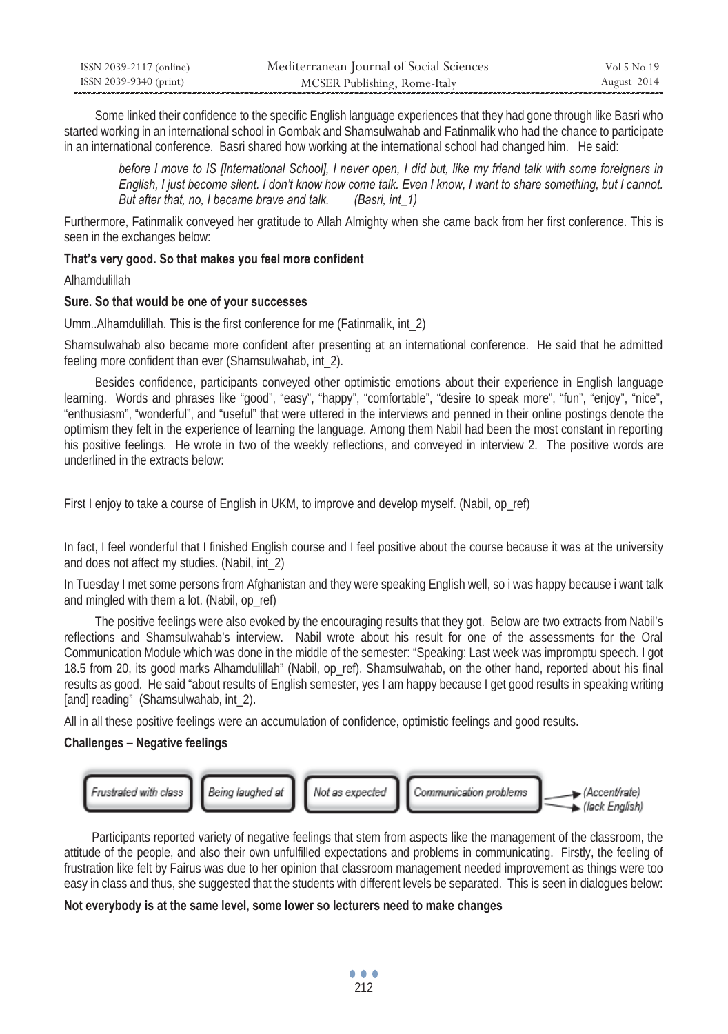Some linked their confidence to the specific English language experiences that they had gone through like Basri who started working in an international school in Gombak and Shamsulwahab and Fatinmalik who had the chance to participate in an international conference. Basri shared how working at the international school had changed him. He said:

> *before I move to IS [International School], I never open, I did but, like my friend talk with some foreigners in English, I just become silent. I don't know how come talk. Even I know, I want to share something, but I cannot. But after that, no, I became brave and talk. (Basri, int_1)*

Furthermore, Fatinmalik conveyed her gratitude to Allah Almighty when she came back from her first conference. This is seen in the exchanges below:

**That's very good. So that makes you feel more confident**

Alhamdulillah

**Sure. So that would be one of your successes**

Umm..Alhamdulillah. This is the first conference for me (Fatinmalik, int_2)

Shamsulwahab also became more confident after presenting at an international conference. He said that he admitted feeling more confident than ever (Shamsulwahab, int_2).

Besides confidence, participants conveyed other optimistic emotions about their experience in English language learning. Words and phrases like "good", "easy", "happy", "comfortable", "desire to speak more", "fun", "enjoy", "nice", "enthusiasm", "wonderful", and "useful" that were uttered in the interviews and penned in their online postings denote the optimism they felt in the experience of learning the language. Among them Nabil had been the most constant in reporting his positive feelings. He wrote in two of the weekly reflections, and conveyed in interview 2. The positive words are underlined in the extracts below:

First I enjoy to take a course of English in UKM, to improve and develop myself. (Nabil, op_ref)

In fact, I feel <u>wonderful</u> that I finished English course and I feel positive about the course because it was at the university and does not affect my studies. (Nabil, int_2)

In Tuesday I met some persons from Afghanistan and they were speaking English well, so i was happy because i want talk and mingled with them a lot. (Nabil, op_ref)

The positive feelings were also evoked by the encouraging results that they got. Below are two extracts from Nabil's reflections and Shamsulwahab's interview. Nabil wrote about his result for one of the assessments for the Oral Communication Module which was done in the middle of the semester: "Speaking: Last week was impromptu speech. I got 18.5 from 20, its good marks Alhamdulillah" (Nabil, op_ref). Shamsulwahab, on the other hand, reported about his final results as good. He said "about results of English semester, yes I am happy because I get good results in speaking writing [and] reading" (Shamsulwahab, int_2).

All in all these positive feelings were an accumulation of confidence, optimistic feelings and good results.

**Challenges – Negative feelings**

Frustrated with class

Being laughed at

Not as expected

Communication problems

(Accent/rate)

(lack English)

Participants reported variety of negative feelings that stem from aspects like the management of the classroom, the attitude of the people, and also their own unfulfilled expectations and problems in communicating. Firstly, the feeling of frustration like felt by Fairus was due to her opinion that classroom management needed improvement as things were too easy in class and thus, she suggested that the students with different levels be separated. This is seen in dialogues below:

**Not everybody is at the same level, some lower so lecturers need to make changes**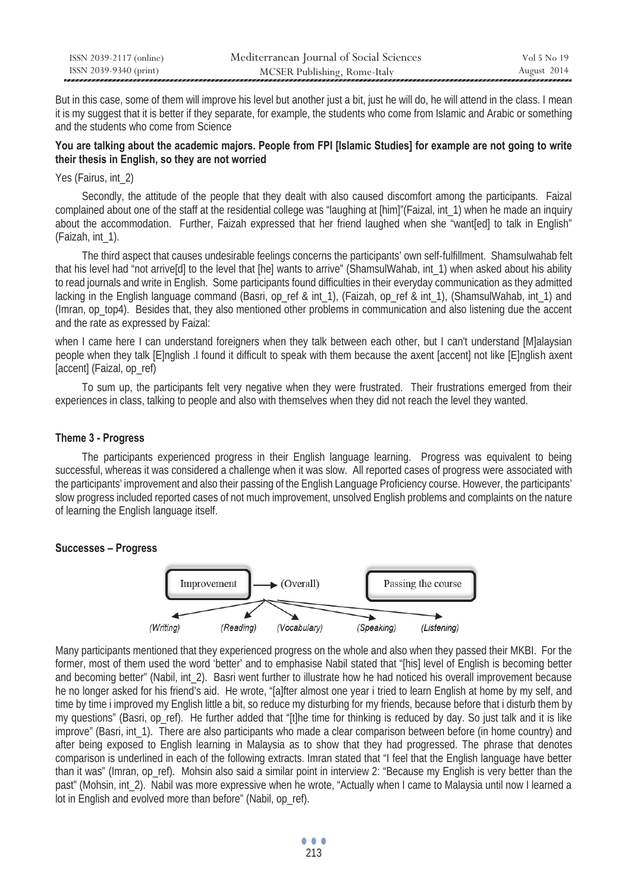But in this case, some of them will improve his level but another just a bit, just he will do, he will attend in the class. I mean it is my suggest that it is better if they separate, for example, the students who come from Islamic and Arabic or something and the students who come from Science

**You are talking about the academic majors. People from FPI [Islamic Studies] for example are not going to write their thesis in English, so they are not worried**

Yes (Fairus, int_2)

Secondly, the attitude of the people that they dealt with also caused discomfort among the participants. Faizal complained about one of the staff at the residential college was "laughing at [him]"(Faizal, int_1) when he made an inquiry about the accommodation. Further, Faizah expressed that her friend laughed when she "want[ed] to talk in English" (Faizah, int_1).

The third aspect that causes undesirable feelings concerns the participants' own self-fulfillment. Shamsulwahab felt that his level had "not arrive[d] to the level that [he] wants to arrive" (ShamsulWahab, int_1) when asked about his ability to read journals and write in English. Some participants found difficulties in their everyday communication as they admitted lacking in the English language command (Basri, op_ref & int_1), (Faizah, op_ref & int_1), (ShamsulWahab, int_1) and (Imran, op_top4). Besides that, they also mentioned other problems in communication and also listening due the accent and the rate as expressed by Faizal:

when I came here I can understand foreigners when they talk between each other, but I can't understand [M]alaysian people when they talk [E]nglish .I found it difficult to speak with them because the axent [accent] not like [E]nglish axent [accent] (Faizal, op_ref)

To sum up, the participants felt very negative when they were frustrated. Their frustrations emerged from their experiences in class, talking to people and also with themselves when they did not reach the level they wanted.

### Theme 3 - Progress

The participants experienced progress in their English language learning. Progress was equivalent to being successful, whereas it was considered a challenge when it was slow. All reported cases of progress were associated with the participants' improvement and also their passing of the English Language Proficiency course. However, the participants' slow progress included reported cases of not much improvement, unsolved English problems and complaints on the nature of learning the English language itself.

#### Successes – Progress

Improvement

(Overall)

Passing the course

(Writing)

(Reading)

(Vocabulary)

(Speaking)

(Listening)

Many participants mentioned that they experienced progress on the whole and also when they passed their MKBI. For the former, most of them used the word 'better' and to emphasise Nabil stated that "[his] level of English is becoming better and becoming better" (Nabil, int_2). Basri went further to illustrate how he had noticed his overall improvement because he no longer asked for his friend's aid. He wrote, "[a]fter almost one year i tried to learn English at home by my self, and time by time i improved my English little a bit, so reduce my disturbing for my friends, because before that i disturb them by my questions" (Basri, op_ref). He further added that "[t]he time for thinking is reduced by day. So just talk and it is like improve" (Basri, int_1). There are also participants who made a clear comparison between before (in home country) and after being exposed to English learning in Malaysia as to show that they had progressed. The phrase that denotes comparison is underlined in each of the following extracts. Imran stated that "I feel that the English language have better than it was" (Imran, op_ref). Mohsin also said a similar point in interview 2: "Because my English is very better than the past" (Mohsin, int_2). Nabil was more expressive when he wrote, "Actually when I came to Malaysia until now I learned a lot in English and evolved more than before" (Nabil, op_ref).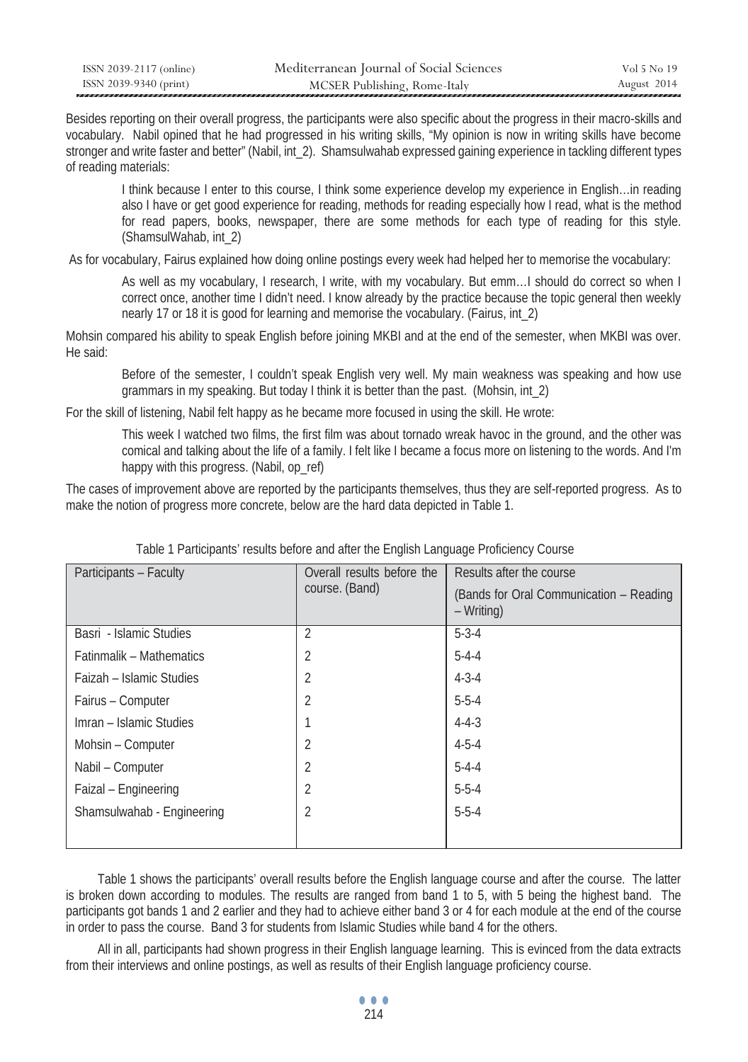Besides reporting on their overall progress, the participants were also specific about the progress in their macro-skills and vocabulary. Nabil opined that he had progressed in his writing skills, "My opinion is now in writing skills have become stronger and write faster and better" (Nabil, int_2). Shamsulwahab expressed gaining experience in tackling different types of reading materials:

> I think because I enter to this course, I think some experience develop my experience in English…in reading also I have or get good experience for reading, methods for reading especially how I read, what is the method for read papers, books, newspaper, there are some methods for each type of reading for this style. (ShamsulWahab, int_2)

As for vocabulary, Fairus explained how doing online postings every week had helped her to memorise the vocabulary:

> As well as my vocabulary, I research, I write, with my vocabulary. But emm…I should do correct so when I correct once, another time I didn't need. I know already by the practice because the topic general then weekly nearly 17 or 18 it is good for learning and memorise the vocabulary. (Fairus, int_2)

Mohsin compared his ability to speak English before joining MKBI and at the end of the semester, when MKBI was over. He said:

> Before of the semester, I couldn't speak English very well. My main weakness was speaking and how use grammars in my speaking. But today I think it is better than the past. (Mohsin, int_2)

For the skill of listening, Nabil felt happy as he became more focused in using the skill. He wrote:

> This week I watched two films, the first film was about tornado wreak havoc in the ground, and the other was comical and talking about the life of a family. I felt like I became a focus more on listening to the words. And I'm happy with this progress. (Nabil, op_ref)

The cases of improvement above are reported by the participants themselves, thus they are self-reported progress. As to make the notion of progress more concrete, below are the hard data depicted in Table 1.

Table 1 Participants' results before and after the English Language Proficiency Course

| Participants – Faculty | Overall results before the course. (Band) | Results after the course (Bands for Oral Communication – Reading – Writing) |
|---|---|---|
| Basri - Islamic Studies | 2 | 5-3-4 |
| Fatinmalik – Mathematics | 2 | 5-4-4 |
| Faizah – Islamic Studies | 2 | 4-3-4 |
| Fairus – Computer | 2 | 5-5-4 |
| Imran – Islamic Studies | 1 | 4-4-3 |
| Mohsin – Computer | 2 | 4-5-4 |
| Nabil – Computer | 2 | 5-4-4 |
| Faizal – Engineering | 2 | 5-5-4 |
| Shamsulwahab - Engineering | 2 | 5-5-4 |

Table 1 shows the participants' overall results before the English language course and after the course. The latter is broken down according to modules. The results are ranged from band 1 to 5, with 5 being the highest band. The participants got bands 1 and 2 earlier and they had to achieve either band 3 or 4 for each module at the end of the course in order to pass the course. Band 3 for students from Islamic Studies while band 4 for the others.

All in all, participants had shown progress in their English language learning. This is evinced from the data extracts from their interviews and online postings, as well as results of their English language proficiency course.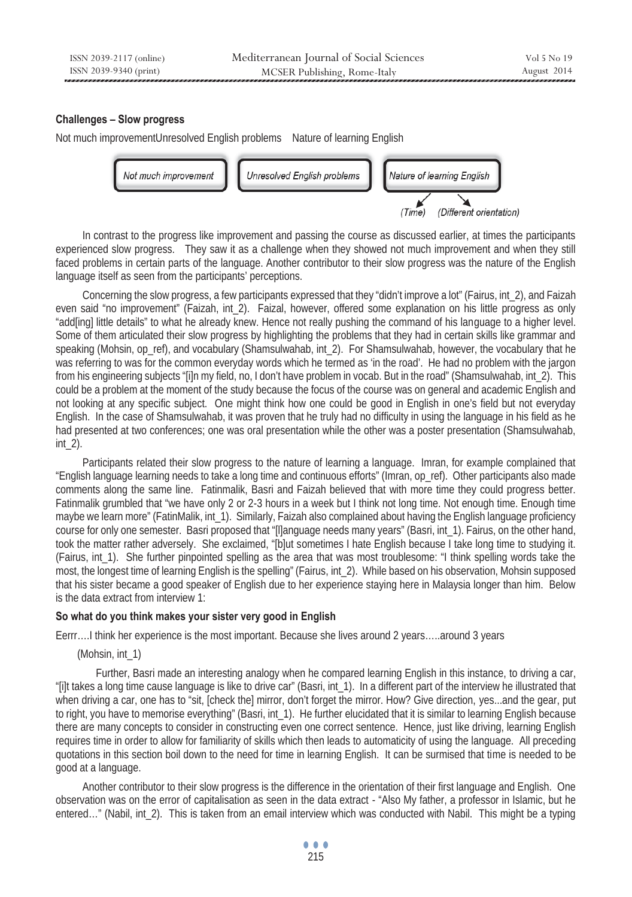**Challenges – Slow progress**

Not much improvementUnresolved English problems Nature of learning English

Not much improvement | Unresolved English problems | Nature of learning English

(Time) (Different orientation)

In contrast to the progress like improvement and passing the course as discussed earlier, at times the participants experienced slow progress. They saw it as a challenge when they showed not much improvement and when they still faced problems in certain parts of the language. Another contributor to their slow progress was the nature of the English language itself as seen from the participants' perceptions.

Concerning the slow progress, a few participants expressed that they "didn't improve a lot" (Fairus, int_2), and Faizah even said "no improvement" (Faizah, int_2). Faizal, however, offered some explanation on his little progress as only "add[ing] little details" to what he already knew. Hence not really pushing the command of his language to a higher level. Some of them articulated their slow progress by highlighting the problems that they had in certain skills like grammar and speaking (Mohsin, op_ref), and vocabulary (Shamsulwahab, int_2). For Shamsulwahab, however, the vocabulary that he was referring to was for the common everyday words which he termed as 'in the road'. He had no problem with the jargon from his engineering subjects "[i]n my field, no, I don't have problem in vocab. But in the road" (Shamsulwahab, int_2). This could be a problem at the moment of the study because the focus of the course was on general and academic English and not looking at any specific subject. One might think how one could be good in English in one's field but not everyday English. In the case of Shamsulwahab, it was proven that he truly had no difficulty in using the language in his field as he had presented at two conferences; one was oral presentation while the other was a poster presentation (Shamsulwahab, int_2).

Participants related their slow progress to the nature of learning a language. Imran, for example complained that "English language learning needs to take a long time and continuous efforts" (Imran, op_ref). Other participants also made comments along the same line. Fatinmalik, Basri and Faizah believed that with more time they could progress better. Fatinmalik grumbled that "we have only 2 or 2-3 hours in a week but I think not long time. Not enough time. Enough time maybe we learn more" (FatinMalik, int_1). Similarly, Faizah also complained about having the English language proficiency course for only one semester. Basri proposed that "[l]anguage needs many years" (Basri, int_1). Fairus, on the other hand, took the matter rather adversely. She exclaimed, "[b]ut sometimes I hate English because I take long time to studying it. (Fairus, int_1). She further pinpointed spelling as the area that was most troublesome: "I think spelling words take the most, the longest time of learning English is the spelling" (Fairus, int_2). While based on his observation, Mohsin supposed that his sister became a good speaker of English due to her experience staying here in Malaysia longer than him. Below is the data extract from interview 1:

**So what do you think makes your sister very good in English**

Eerrr….I think her experience is the most important. Because she lives around 2 years…..around 3 years

(Mohsin, int_1)

Further, Basri made an interesting analogy when he compared learning English in this instance, to driving a car, "[i]t takes a long time cause language is like to drive car" (Basri, int_1). In a different part of the interview he illustrated that when driving a car, one has to "sit, [check the] mirror, don't forget the mirror. How? Give direction, yes...and the gear, put to right, you have to memorise everything" (Basri, int_1). He further elucidated that it is similar to learning English because there are many concepts to consider in constructing even one correct sentence. Hence, just like driving, learning English requires time in order to allow for familiarity of skills which then leads to automaticity of using the language. All preceding quotations in this section boil down to the need for time in learning English. It can be surmised that time is needed to be good at a language.

Another contributor to their slow progress is the difference in the orientation of their first language and English. One observation was on the error of capitalisation as seen in the data extract - "Also My father, a professor in Islamic, but he entered…" (Nabil, int_2). This is taken from an email interview which was conducted with Nabil. This might be a typing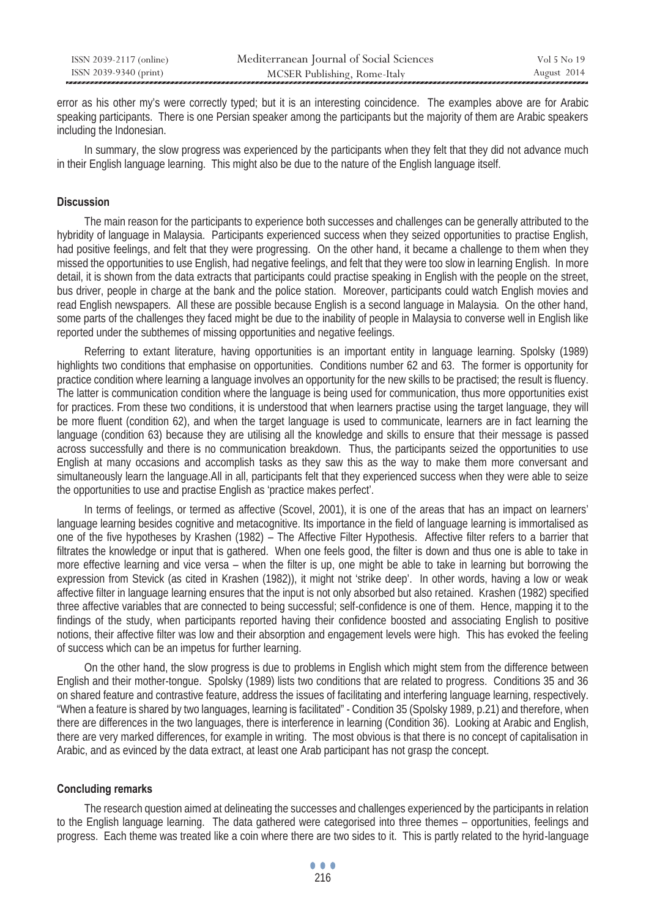error as his other my's were correctly typed; but it is an interesting coincidence. The examples above are for Arabic speaking participants. There is one Persian speaker among the participants but the majority of them are Arabic speakers including the Indonesian.

In summary, the slow progress was experienced by the participants when they felt that they did not advance much in their English language learning. This might also be due to the nature of the English language itself.

## Discussion

The main reason for the participants to experience both successes and challenges can be generally attributed to the hybridity of language in Malaysia. Participants experienced success when they seized opportunities to practise English, had positive feelings, and felt that they were progressing. On the other hand, it became a challenge to them when they missed the opportunities to use English, had negative feelings, and felt that they were too slow in learning English. In more detail, it is shown from the data extracts that participants could practise speaking in English with the people on the street, bus driver, people in charge at the bank and the police station. Moreover, participants could watch English movies and read English newspapers. All these are possible because English is a second language in Malaysia. On the other hand, some parts of the challenges they faced might be due to the inability of people in Malaysia to converse well in English like reported under the subthemes of missing opportunities and negative feelings.

Referring to extant literature, having opportunities is an important entity in language learning. Spolsky (1989) highlights two conditions that emphasise on opportunities. Conditions number 62 and 63. The former is opportunity for practice condition where learning a language involves an opportunity for the new skills to be practised; the result is fluency. The latter is communication condition where the language is being used for communication, thus more opportunities exist for practices. From these two conditions, it is understood that when learners practise using the target language, they will be more fluent (condition 62), and when the target language is used to communicate, learners are in fact learning the language (condition 63) because they are utilising all the knowledge and skills to ensure that their message is passed across successfully and there is no communication breakdown. Thus, the participants seized the opportunities to use English at many occasions and accomplish tasks as they saw this as the way to make them more conversant and simultaneously learn the language.All in all, participants felt that they experienced success when they were able to seize the opportunities to use and practise English as 'practice makes perfect'.

In terms of feelings, or termed as affective (Scovel, 2001), it is one of the areas that has an impact on learners' language learning besides cognitive and metacognitive. Its importance in the field of language learning is immortalised as one of the five hypotheses by Krashen (1982) – The Affective Filter Hypothesis. Affective filter refers to a barrier that filtrates the knowledge or input that is gathered. When one feels good, the filter is down and thus one is able to take in more effective learning and vice versa – when the filter is up, one might be able to take in learning but borrowing the expression from Stevick (as cited in Krashen (1982)), it might not 'strike deep'. In other words, having a low or weak affective filter in language learning ensures that the input is not only absorbed but also retained. Krashen (1982) specified three affective variables that are connected to being successful; self-confidence is one of them. Hence, mapping it to the findings of the study, when participants reported having their confidence boosted and associating English to positive notions, their affective filter was low and their absorption and engagement levels were high. This has evoked the feeling of success which can be an impetus for further learning.

On the other hand, the slow progress is due to problems in English which might stem from the difference between English and their mother-tongue. Spolsky (1989) lists two conditions that are related to progress. Conditions 35 and 36 on shared feature and contrastive feature, address the issues of facilitating and interfering language learning, respectively. "When a feature is shared by two languages, learning is facilitated" - Condition 35 (Spolsky 1989, p.21) and therefore, when there are differences in the two languages, there is interference in learning (Condition 36). Looking at Arabic and English, there are very marked differences, for example in writing. The most obvious is that there is no concept of capitalisation in Arabic, and as evinced by the data extract, at least one Arab participant has not grasp the concept.

## Concluding remarks

The research question aimed at delineating the successes and challenges experienced by the participants in relation to the English language learning. The data gathered were categorised into three themes – opportunities, feelings and progress. Each theme was treated like a coin where there are two sides to it. This is partly related to the hyrid-language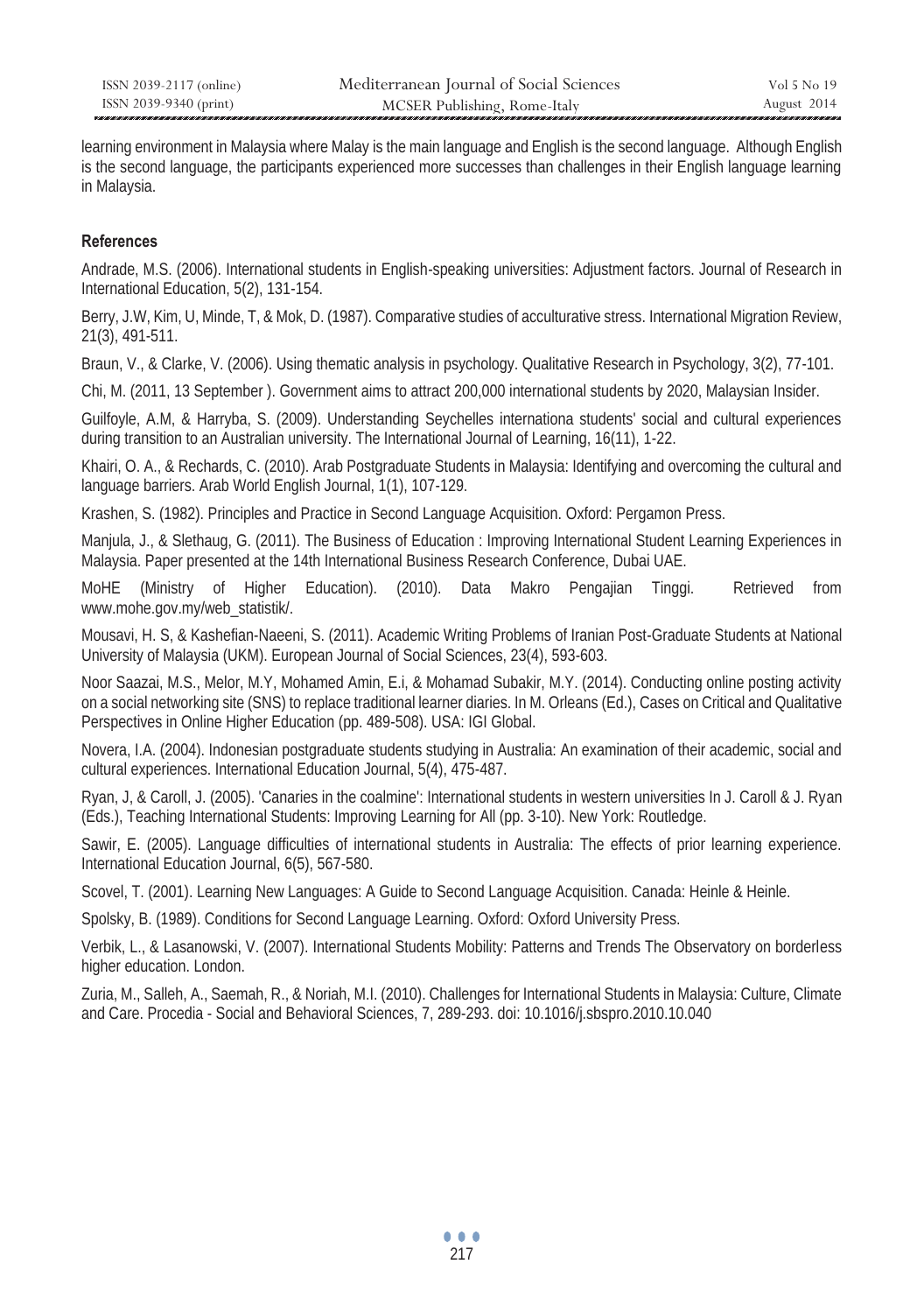learning environment in Malaysia where Malay is the main language and English is the second language. Although English is the second language, the participants experienced more successes than challenges in their English language learning in Malaysia.

## References

Andrade, M.S. (2006). International students in English-speaking universities: Adjustment factors. Journal of Research in International Education, 5(2), 131-154.

Berry, J.W, Kim, U, Minde, T, & Mok, D. (1987). Comparative studies of acculturative stress. International Migration Review, 21(3), 491-511.

Braun, V., & Clarke, V. (2006). Using thematic analysis in psychology. Qualitative Research in Psychology, 3(2), 77-101.

Chi, M. (2011, 13 September ). Government aims to attract 200,000 international students by 2020, Malaysian Insider.

Guilfoyle, A.M, & Harryba, S. (2009). Understanding Seychelles internationa students' social and cultural experiences during transition to an Australian university. The International Journal of Learning, 16(11), 1-22.

Khairi, O. A., & Rechards, C. (2010). Arab Postgraduate Students in Malaysia: Identifying and overcoming the cultural and language barriers. Arab World English Journal, 1(1), 107-129.

Krashen, S. (1982). Principles and Practice in Second Language Acquisition. Oxford: Pergamon Press.

Manjula, J., & Slethaug, G. (2011). The Business of Education : Improving International Student Learning Experiences in Malaysia. Paper presented at the 14th International Business Research Conference, Dubai UAE.

MoHE (Ministry of Higher Education). (2010). Data Makro Pengajian Tinggi. Retrieved from www.mohe.gov.my/web_statistik/.

Mousavi, H. S, & Kashefian-Naeeni, S. (2011). Academic Writing Problems of Iranian Post-Graduate Students at National University of Malaysia (UKM). European Journal of Social Sciences, 23(4), 593-603.

Noor Saazai, M.S., Melor, M.Y, Mohamed Amin, E.i, & Mohamad Subakir, M.Y. (2014). Conducting online posting activity on a social networking site (SNS) to replace traditional learner diaries. In M. Orleans (Ed.), Cases on Critical and Qualitative Perspectives in Online Higher Education (pp. 489-508). USA: IGI Global.

Novera, I.A. (2004). Indonesian postgraduate students studying in Australia: An examination of their academic, social and cultural experiences. International Education Journal, 5(4), 475-487.

Ryan, J, & Caroll, J. (2005). 'Canaries in the coalmine': International students in western universities In J. Caroll & J. Ryan (Eds.), Teaching International Students: Improving Learning for All (pp. 3-10). New York: Routledge.

Sawir, E. (2005). Language difficulties of international students in Australia: The effects of prior learning experience. International Education Journal, 6(5), 567-580.

Scovel, T. (2001). Learning New Languages: A Guide to Second Language Acquisition. Canada: Heinle & Heinle.

Spolsky, B. (1989). Conditions for Second Language Learning. Oxford: Oxford University Press.

Verbik, L., & Lasanowski, V. (2007). International Students Mobility: Patterns and Trends The Observatory on borderless higher education. London.

Zuria, M., Salleh, A., Saemah, R., & Noriah, M.I. (2010). Challenges for International Students in Malaysia: Culture, Climate and Care. Procedia - Social and Behavioral Sciences, 7, 289-293. doi: 10.1016/j.sbspro.2010.10.040